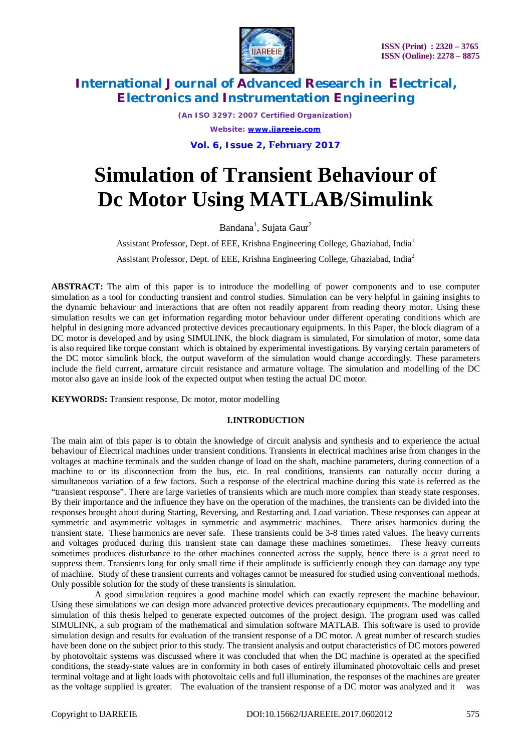# Simulation of Transient Behaviour of Dc Motor Using MATLAB/Simulink

Bandana[1], Sujata Gaur[2]

Assistant Professor, Dept. of EEE, Krishna Engineering College, Ghaziabad, India[1]

Assistant Professor, Dept. of EEE, Krishna Engineering College, Ghaziabad, India[2]

**ABSTRACT:** The aim of this paper is to introduce the modelling of power components and to use computer simulation as a tool for conducting transient and control studies. Simulation can be very helpful in gaining insights to the dynamic behaviour and interactions that are often not readily apparent from reading theory motor. Using these simulation results we can get information regarding motor behaviour under different operating conditions which are helpful in designing more advanced protective devices precautionary equipments. In this Paper, the block diagram of a DC motor is developed and by using SIMULINK, the block diagram is simulated, For simulation of motor, some data is also required like torque constant which is obtained by experimental investigations. By varying certain parameters of the DC motor simulink block, the output waveform of the simulation would change accordingly. These parameters include the field current, armature circuit resistance and armature voltage. The simulation and modelling of the DC motor also gave an inside look of the expected output when testing the actual DC motor.

**KEYWORDS:** Transient response, Dc motor, motor modelling

## I.INTRODUCTION

The main aim of this paper is to obtain the knowledge of circuit analysis and synthesis and to experience the actual behaviour of Electrical machines under transient conditions. Transients in electrical machines arise from changes in the voltages at machine terminals and the sudden change of load on the shaft, machine parameters, during connection of a machine to or its disconnection from the bus, etc. In real conditions, transients can naturally occur during a simultaneous variation of a few factors. Such a response of the electrical machine during this state is referred as the "transient response". There are large varieties of transients which are much more complex than steady state responses. By their importance and the influence they have on the operation of the machines, the transients can be divided into the responses brought about during Starting, Reversing, and Restarting and. Load variation. These responses can appear at symmetric and asymmetric voltages in symmetric and asymmetric machines. There arises harmonics during the transient state. These harmonics are never safe. These transients could be 3-8 times rated values. The heavy currents and voltages produced during this transient state can damage these machines sometimes. These heavy currents sometimes produces disturbance to the other machines connected across the supply, hence there is a great need to suppress them. Transients long for only small time if their amplitude is sufficiently enough they can damage any type of machine. Study of these transient currents and voltages cannot be measured for studied using conventional methods. Only possible solution for the study of these transients is simulation.

A good simulation requires a good machine model which can exactly represent the machine behaviour. Using these simulations we can design more advanced protective devices precautionary equipments. The modelling and simulation of this thesis helped to generate expected outcomes of the project design. The program used was called SIMULINK, a sub program of the mathematical and simulation software MATLAB. This software is used to provide simulation design and results for evaluation of the transient response of a DC motor. A great number of research studies have been done on the subject prior to this study. The transient analysis and output characteristics of DC motors powered by photovoltaic systems was discussed where it was concluded that when the DC machine is operated at the specified conditions, the steady-state values are in conformity in both cases of entirely illuminated photovoltaic cells and preset terminal voltage and at light loads with photovoltaic cells and full illumination, the responses of the machines are greater as the voltage supplied is greater. The evaluation of the transient response of a DC motor was analyzed and it was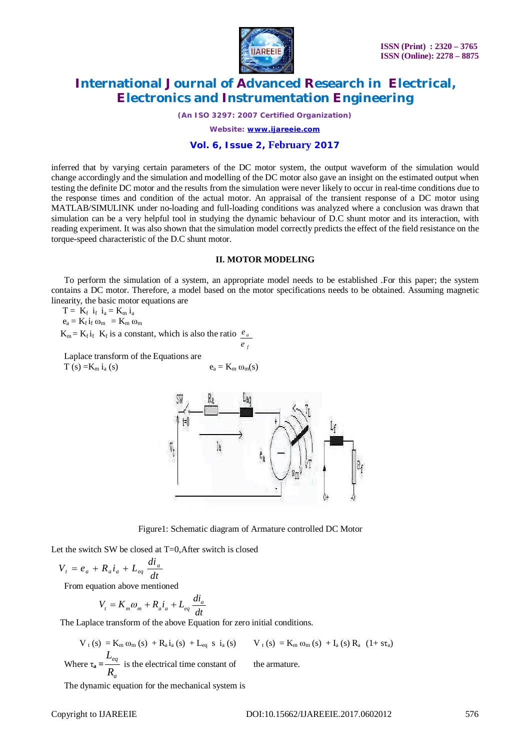inferred that by varying certain parameters of the DC motor system, the output waveform of the simulation would change accordingly and the simulation and modelling of the DC motor also gave an insight on the estimated output when testing the definite DC motor and the results from the simulation were never likely to occur in real-time conditions due to the response times and condition of the actual motor. An appraisal of the transient response of a DC motor using MATLAB/SIMULINK under no-loading and full-loading conditions was analyzed where a conclusion was drawn that simulation can be a very helpful tool in studying the dynamic behaviour of D.C shunt motor and its interaction, with reading experiment. It was also shown that the simulation model correctly predicts the effect of the field resistance on the torque-speed characteristic of the D.C shunt motor.

## II. MOTOR MODELING

To perform the simulation of a system, an appropriate model needs to be established .For this paper; the system contains a DC motor. Therefore, a model based on the motor specifications needs to be obtained. Assuming magnetic linearity, the basic motor equations are

$T = K_f \; i_f \; i_a = K_m \, i_a$

$e_a = K_f \, i_f \, \omega_m = K_m \, \omega_m$

$K_m = K_f \, i_f$ $K_f$ is a constant, which is also the ratio $\frac{e_a}{e_f}$

Laplace transform of the Equations are

$T(s) = K_m \, i_a(s)$ $\qquad$ $e_a = K_m \, \omega_m(s)$

Figure1: Schematic diagram of Armature controlled DC Motor

Let the switch SW be closed at T=0,After switch is closed

$$V_t = e_a + R_a i_a + L_{eq} \frac{di_a}{dt}$$

From equation above mentioned

$$V_t = K_m \omega_m + R_a i_a + L_{eq} \frac{di_a}{dt}$$

The Laplace transform of the above Equation for zero initial conditions.

$$V_t(s) = K_m \, \omega_m(s) + R_a \, i_a(s) + L_{eq} \; s \; i_a(s) \qquad V_t(s) = K_m \, \omega_m(s) + I_a(s) \, R_a \; (1 + s\tau_a)$$

Where $\tau_a = \frac{L_{eq}}{R_a}$ is the electrical time constant of the armature.

The dynamic equation for the mechanical system is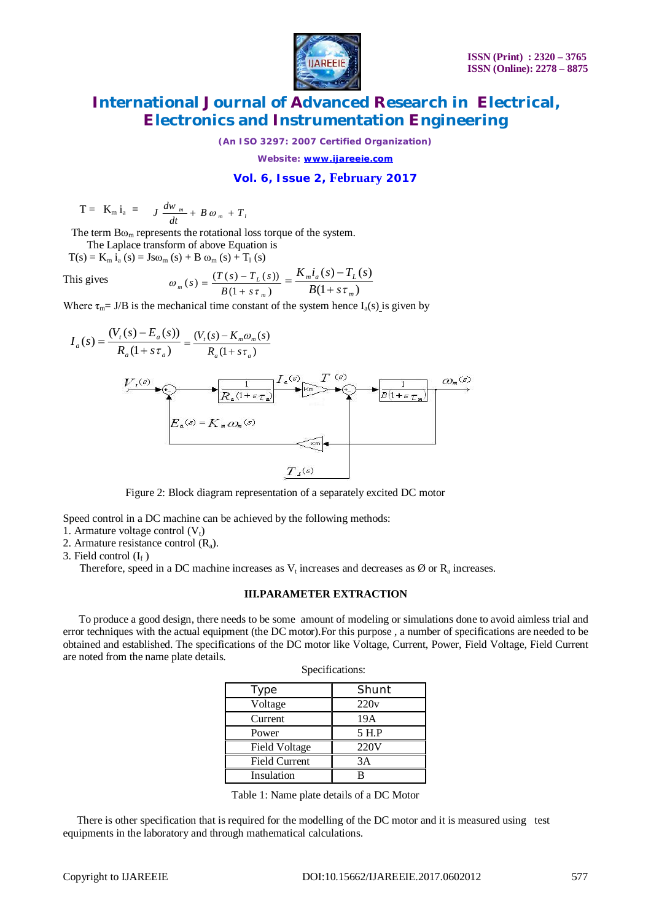$$T = K_m i_a = J\frac{dw_m}{dt} + B\omega_m + T_l$$

The term $B\omega_m$ represents the rotational loss torque of the system.

The Laplace transform of above Equation is

$T(s) = K_m i_a(s) = Js\omega_m(s) + B\omega_m(s) + T_l(s)$

This gives
$$\omega_m(s) = \frac{(T(s) - T_L(s))}{B(1 + s\tau_m)} = \frac{K_m i_a(s) - T_L(s)}{B(1 + s\tau_m)}$$

Where $\tau_m = J/B$ is the mechanical time constant of the system hence $I_a(s)$ is given by

$$I_a(s) = \frac{(V_t(s) - E_a(s))}{R_a(1 + s\tau_a)} = \frac{(V_t(s) - K_m\omega_m(s))}{R_a(1 + s\tau_a)}$$

Figure 2: Block diagram representation of a separately excited DC motor

Speed control in a DC machine can be achieved by the following methods:

1. Armature voltage control ($V_t$)
2. Armature resistance control ($R_a$).
3. Field control ($I_f$)

Therefore, speed in a DC machine increases as $V_t$ increases and decreases as Ø or $R_a$ increases.

## III. PARAMETER EXTRACTION

To produce a good design, there needs to be some amount of modeling or simulations done to avoid aimless trial and error techniques with the actual equipment (the DC motor). For this purpose, a number of specifications are needed to be obtained and established. The specifications of the DC motor like Voltage, Current, Power, Field Voltage, Field Current are noted from the name plate details.

Specifications:

| Type | Shunt |
|---|---|
| Voltage | 220v |
| Current | 19A |
| Power | 5 H.P |
| Field Voltage | 220V |
| Field Current | 3A |
| Insulation | B |

Table 1: Name plate details of a DC Motor

There is other specification that is required for the modelling of the DC motor and it is measured using test equipments in the laboratory and through mathematical calculations.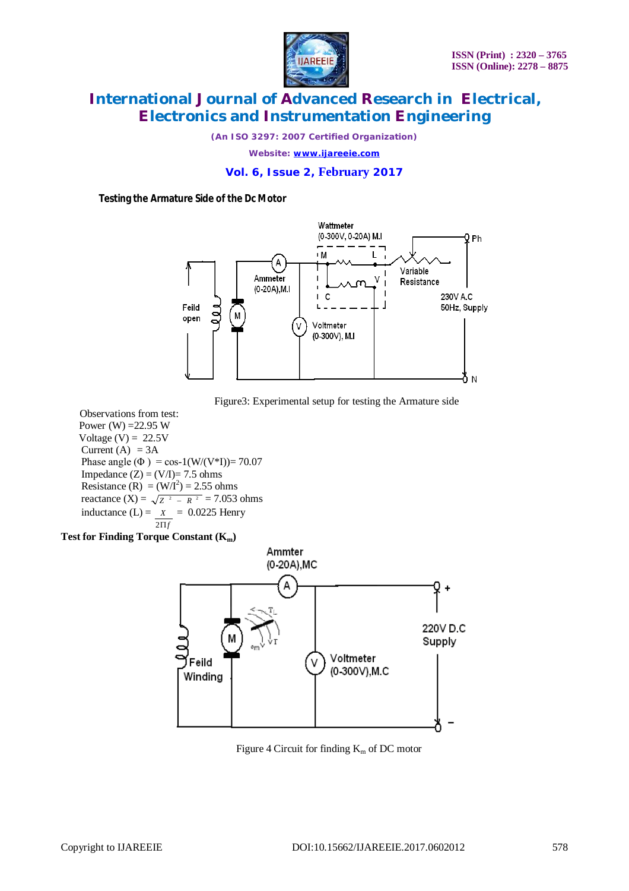**Testing the Armature Side of the Dc Motor**

Figure3: Experimental setup for testing the Armature side

Observations from test:

Power (W) =22.95 W

Voltage (V) = 22.5V

Current (A) = 3A

Phase angle ($\Phi$ ) = cos-1(W/(V*I))= 70.07

Impedance (Z) = (V/I)= 7.5 ohms

Resistance (R) = $(W/I^2)$ = 2.55 ohms

reactance (X) = $\sqrt{Z^2 - R^2}$ = 7.053 ohms

inductance (L) = $\frac{X}{2\Pi f}$ = 0.0225 Henry

**Test for Finding Torque Constant ($K_m$)**

Figure 4 Circuit for finding $K_m$ of DC motor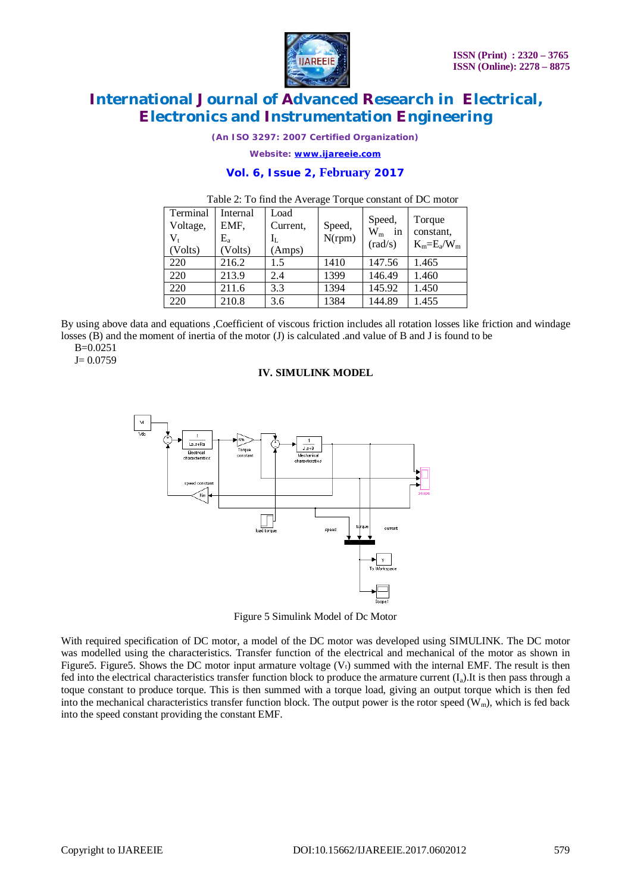Table 2: To find the Average Torque constant of DC motor

| Terminal Voltage, $V_t$ (Volts) | Internal EMF, $E_a$ (Volts) | Load Current, $I_L$ (Amps) | Speed, N(rpm) | Speed, $W_m$ in (rad/s) | Torque constant, $K_m=E_a/W_m$ |
|---|---|---|---|---|---|
| 220 | 216.2 | 1.5 | 1410 | 147.56 | 1.465 |
| 220 | 213.9 | 2.4 | 1399 | 146.49 | 1.460 |
| 220 | 211.6 | 3.3 | 1394 | 145.92 | 1.450 |
| 220 | 210.8 | 3.6 | 1384 | 144.89 | 1.455 |

By using above data and equations ,Coefficient of viscous friction includes all rotation losses like friction and windage losses (B) and the moment of inertia of the motor (J) is calculated .and value of B and J is found to be

B=0.0251

J= 0.0759

## IV. SIMULINK MODEL

Figure 5 Simulink Model of Dc Motor

With required specification of DC motor, a model of the DC motor was developed using SIMULINK. The DC motor was modelled using the characteristics. Transfer function of the electrical and mechanical of the motor as shown in Figure5. Figure5. Shows the DC motor input armature voltage ($V_t$) summed with the internal EMF. The result is then fed into the electrical characteristics transfer function block to produce the armature current ($I_a$).It is then pass through a toque constant to produce torque. This is then summed with a torque load, giving an output torque which is then fed into the mechanical characteristics transfer function block. The output power is the rotor speed ($W_m$), which is fed back into the speed constant providing the constant EMF.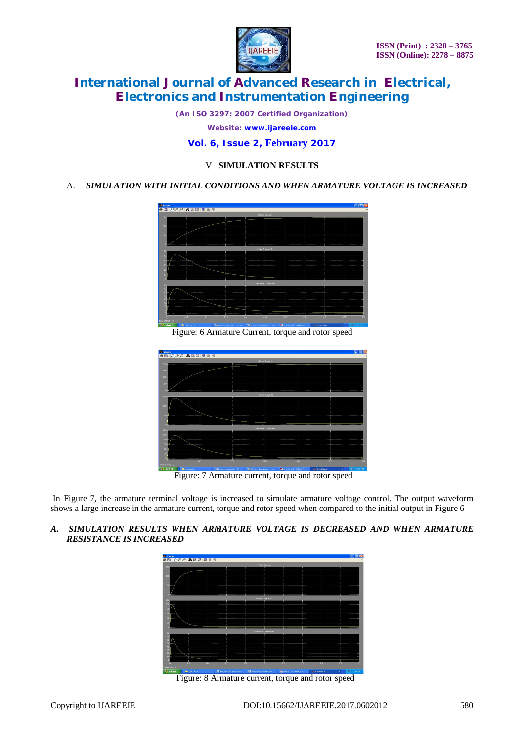## V SIMULATION RESULTS

### A. *SIMULATION WITH INITIAL CONDITIONS AND WHEN ARMATURE VOLTAGE IS INCREASED*

Figure: 6 Armature Current, torque and rotor speed

Figure: 7 Armature current, torque and rotor speed

In Figure 7, the armature terminal voltage is increased to simulate armature voltage control. The output waveform shows a large increase in the armature current, torque and rotor speed when compared to the initial output in Figure 6

### *A. SIMULATION RESULTS WHEN ARMATURE VOLTAGE IS DECREASED AND WHEN ARMATURE RESISTANCE IS INCREASED*

Figure: 8 Armature current, torque and rotor speed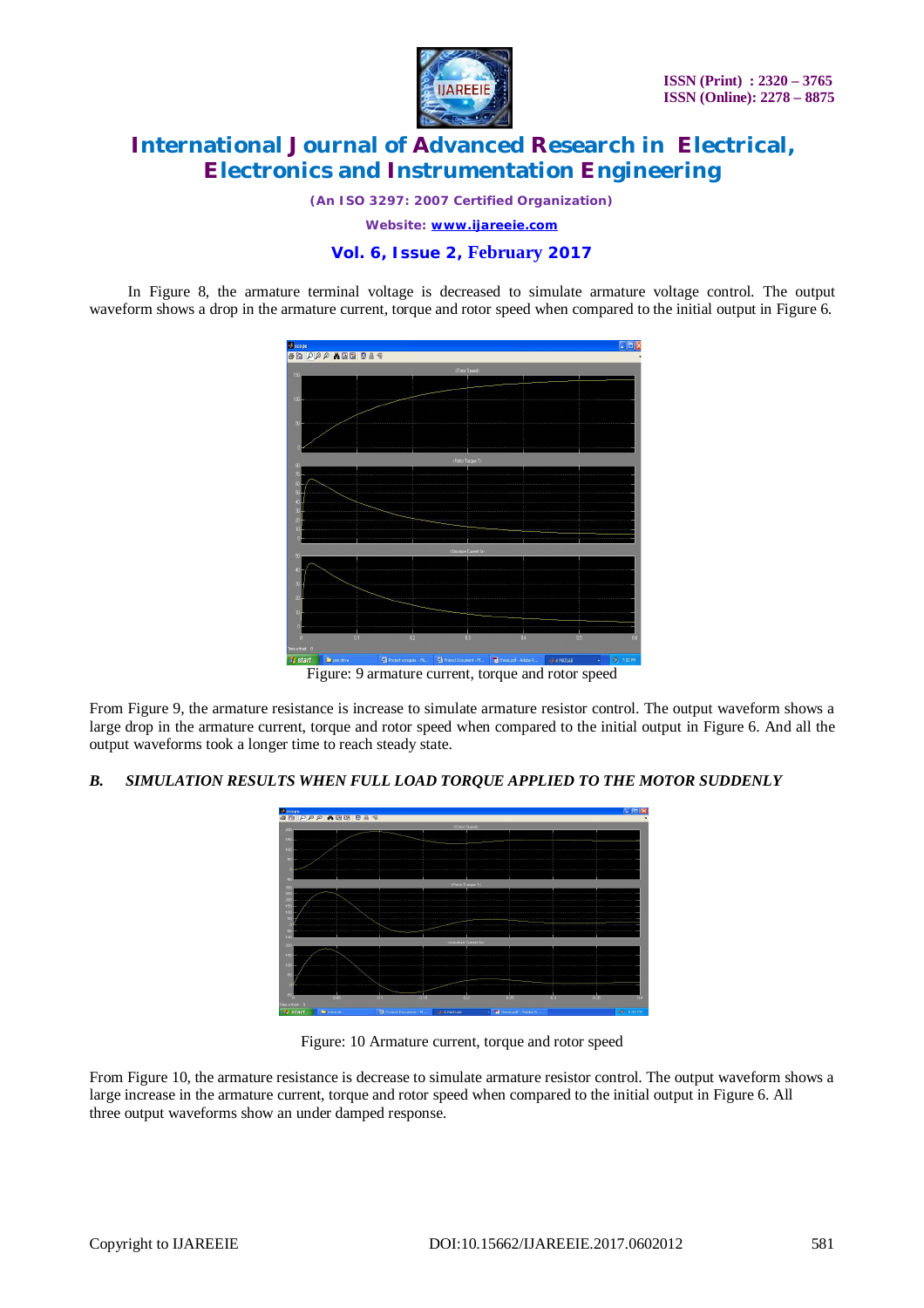In Figure 8, the armature terminal voltage is decreased to simulate armature voltage control. The output waveform shows a drop in the armature current, torque and rotor speed when compared to the initial output in Figure 6.

Figure: 9 armature current, torque and rotor speed

From Figure 9, the armature resistance is increase to simulate armature resistor control. The output waveform shows a large drop in the armature current, torque and rotor speed when compared to the initial output in Figure 6. And all the output waveforms took a longer time to reach steady state.

### *B. SIMULATION RESULTS WHEN FULL LOAD TORQUE APPLIED TO THE MOTOR SUDDENLY*

Figure: 10 Armature current, torque and rotor speed

From Figure 10, the armature resistance is decrease to simulate armature resistor control. The output waveform shows a large increase in the armature current, torque and rotor speed when compared to the initial output in Figure 6. All three output waveforms show an under damped response.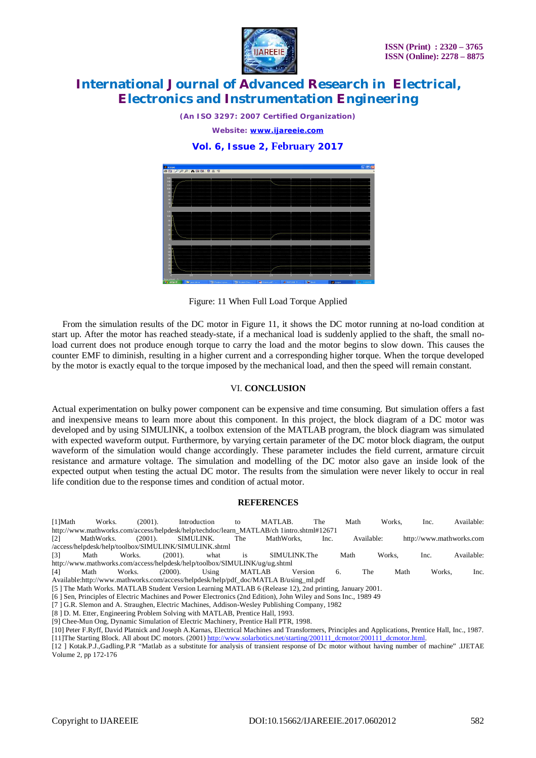Figure: 11 When Full Load Torque Applied

From the simulation results of the DC motor in Figure 11, it shows the DC motor running at no-load condition at start up. After the motor has reached steady-state, if a mechanical load is suddenly applied to the shaft, the small no-load current does not produce enough torque to carry the load and the motor begins to slow down. This causes the counter EMF to diminish, resulting in a higher current and a corresponding higher torque. When the torque developed by the motor is exactly equal to the torque imposed by the mechanical load, and then the speed will remain constant.

## VI. CONCLUSION

Actual experimentation on bulky power component can be expensive and time consuming. But simulation offers a fast and inexpensive means to learn more about this component. In this project, the block diagram of a DC motor was developed and by using SIMULINK, a toolbox extension of the MATLAB program, the block diagram was simulated with expected waveform output. Furthermore, by varying certain parameter of the DC motor block diagram, the output waveform of the simulation would change accordingly. These parameter includes the field current, armature circuit resistance and armature voltage. The simulation and modelling of the DC motor also gave an inside look of the expected output when testing the actual DC motor. The results from the simulation were never likely to occur in real life condition due to the response times and condition of actual motor.

## REFERENCES

[1]Math Works. (2001). Introduction to MATLAB. The Math Works, Inc. Available: http://www.mathworks.com/access/helpdesk/help/techdoc/learn_MATLAB/ch 1intro.shtml#12671

[2] MathWorks. (2001). SIMULINK. The MathWorks, Inc. Available: http://www.mathworks.com /access/helpdesk/help/toolbox/SIMULINK/SIMULINK.shtml

[3] Math Works. (2001). what is SIMULINK.The Math Works, Inc. Available: http://www.mathworks.com/access/helpdesk/help/toolbox/SIMULINK/ug/ug.shtml

[4] Math Works. (2000). Using MATLAB Version 6. The Math Works, Inc. Available:http://www.mathworks.com/access/helpdesk/help/pdf_doc/MATLA B/using_ml.pdf

[5 ] The Math Works. MATLAB Student Version Learning MATLAB 6 (Release 12), 2nd printing, January 2001.

[6 ] Sen, Principles of Electric Machines and Power Electronics (2nd Edition), John Wiley and Sons Inc., 1989 49

[7 ] G.R. Slemon and A. Straughen, Electric Machines, Addison-Wesley Publishing Company, 1982

[8 ] D. M. Etter, Engineering Problem Solving with MATLAB, Prentice Hall, 1993.

[9] Chee-Mun Ong, Dynamic Simulation of Electric Machinery, Prentice Hall PTR, 1998.

[10] Peter F.Ryff, David Platnick and Joseph A.Karnas, Electrical Machines and Transformers, Principles and Applications, Prentice Hall, Inc., 1987.

[11]The Starting Block. All about DC motors. (2001) http://www.solarbotics.net/starting/200111_dcmotor/200111_dcmotor.html.

[12 ] Kotak.P.J.,Gadling.P.R "Matlab as a substitute for analysis of transient response of Dc motor without having number of machine" .IJETAE Volume 2, pp 172-176